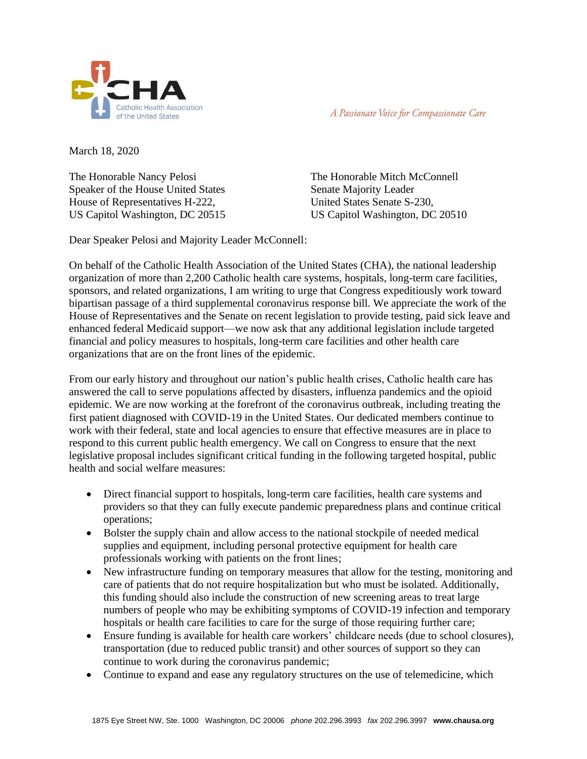Catholic Health Association of the United States

*A Passionate Voice for Compassionate Care*

March 18, 2020

The Honorable Nancy Pelosi
Speaker of the House United States
House of Representatives H-222,
US Capitol Washington, DC 20515

The Honorable Mitch McConnell
Senate Majority Leader
United States Senate S-230,
US Capitol Washington, DC 20510

Dear Speaker Pelosi and Majority Leader McConnell:

On behalf of the Catholic Health Association of the United States (CHA), the national leadership organization of more than 2,200 Catholic health care systems, hospitals, long-term care facilities, sponsors, and related organizations, I am writing to urge that Congress expeditiously work toward bipartisan passage of a third supplemental coronavirus response bill. We appreciate the work of the House of Representatives and the Senate on recent legislation to provide testing, paid sick leave and enhanced federal Medicaid support—we now ask that any additional legislation include targeted financial and policy measures to hospitals, long-term care facilities and other health care organizations that are on the front lines of the epidemic.

From our early history and throughout our nation's public health crises, Catholic health care has answered the call to serve populations affected by disasters, influenza pandemics and the opioid epidemic. We are now working at the forefront of the coronavirus outbreak, including treating the first patient diagnosed with COVID-19 in the United States. Our dedicated members continue to work with their federal, state and local agencies to ensure that effective measures are in place to respond to this current public health emergency. We call on Congress to ensure that the next legislative proposal includes significant critical funding in the following targeted hospital, public health and social welfare measures:

- Direct financial support to hospitals, long-term care facilities, health care systems and providers so that they can fully execute pandemic preparedness plans and continue critical operations;
- Bolster the supply chain and allow access to the national stockpile of needed medical supplies and equipment, including personal protective equipment for health care professionals working with patients on the front lines;
- New infrastructure funding on temporary measures that allow for the testing, monitoring and care of patients that do not require hospitalization but who must be isolated. Additionally, this funding should also include the construction of new screening areas to treat large numbers of people who may be exhibiting symptoms of COVID-19 infection and temporary hospitals or health care facilities to care for the surge of those requiring further care;
- Ensure funding is available for health care workers' childcare needs (due to school closures), transportation (due to reduced public transit) and other sources of support so they can continue to work during the coronavirus pandemic;
- Continue to expand and ease any regulatory structures on the use of telemedicine, which

1875 Eye Street NW, Ste. 1000 Washington, DC 20006 *phone* 202.296.3993 *fax* 202.296.3997 **www.chausa.org**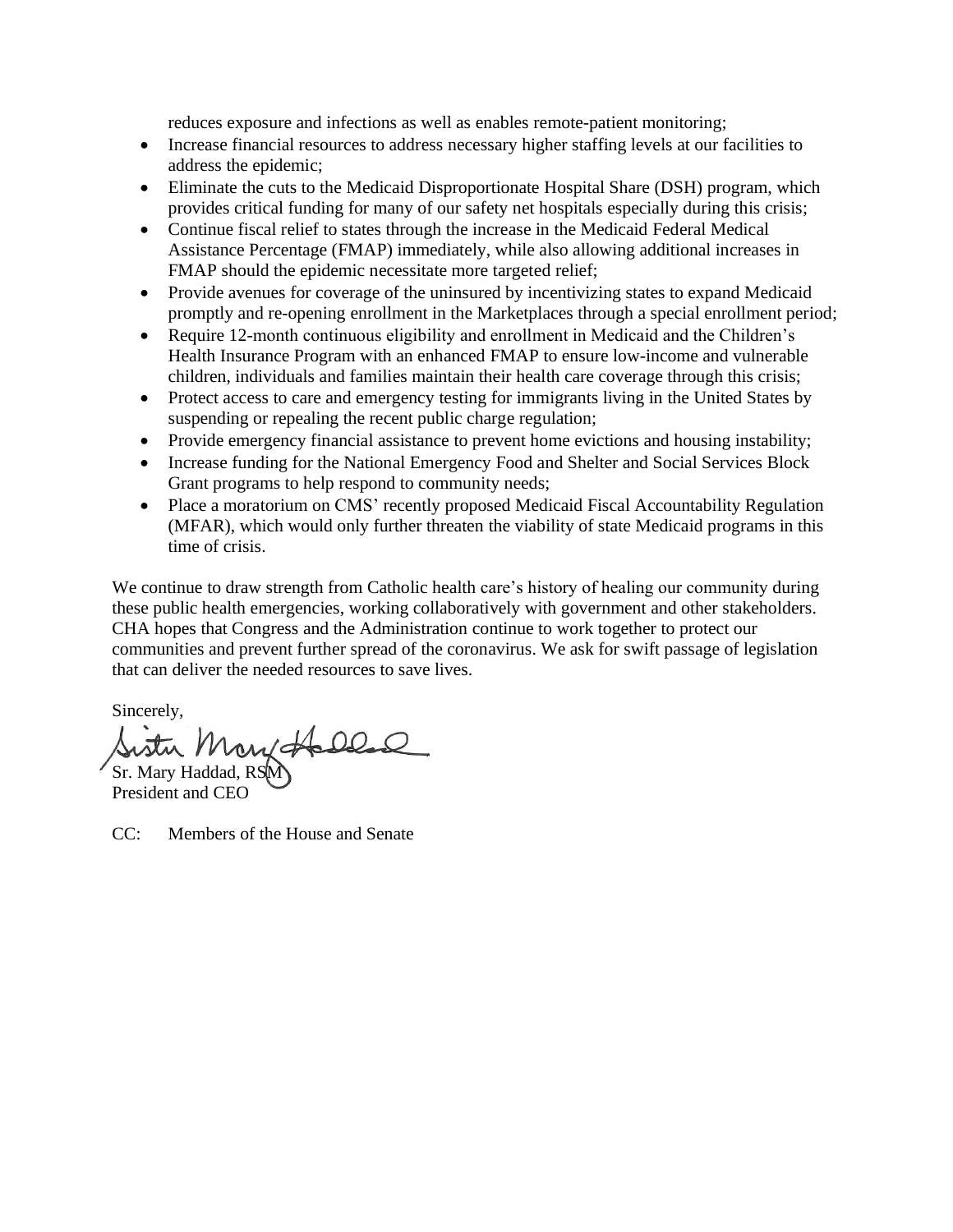reduces exposure and infections as well as enables remote-patient monitoring;

- Increase financial resources to address necessary higher staffing levels at our facilities to address the epidemic;
- Eliminate the cuts to the Medicaid Disproportionate Hospital Share (DSH) program, which provides critical funding for many of our safety net hospitals especially during this crisis;
- Continue fiscal relief to states through the increase in the Medicaid Federal Medical Assistance Percentage (FMAP) immediately, while also allowing additional increases in FMAP should the epidemic necessitate more targeted relief;
- Provide avenues for coverage of the uninsured by incentivizing states to expand Medicaid promptly and re-opening enrollment in the Marketplaces through a special enrollment period;
- Require 12-month continuous eligibility and enrollment in Medicaid and the Children's Health Insurance Program with an enhanced FMAP to ensure low-income and vulnerable children, individuals and families maintain their health care coverage through this crisis;
- Protect access to care and emergency testing for immigrants living in the United States by suspending or repealing the recent public charge regulation;
- Provide emergency financial assistance to prevent home evictions and housing instability;
- Increase funding for the National Emergency Food and Shelter and Social Services Block Grant programs to help respond to community needs;
- Place a moratorium on CMS' recently proposed Medicaid Fiscal Accountability Regulation (MFAR), which would only further threaten the viability of state Medicaid programs in this time of crisis.

We continue to draw strength from Catholic health care's history of healing our community during these public health emergencies, working collaboratively with government and other stakeholders. CHA hopes that Congress and the Administration continue to work together to protect our communities and prevent further spread of the coronavirus. We ask for swift passage of legislation that can deliver the needed resources to save lives.

Sincerely,

Sister Mary Haddad

Sr. Mary Haddad, RSM
President and CEO

CC: Members of the House and Senate